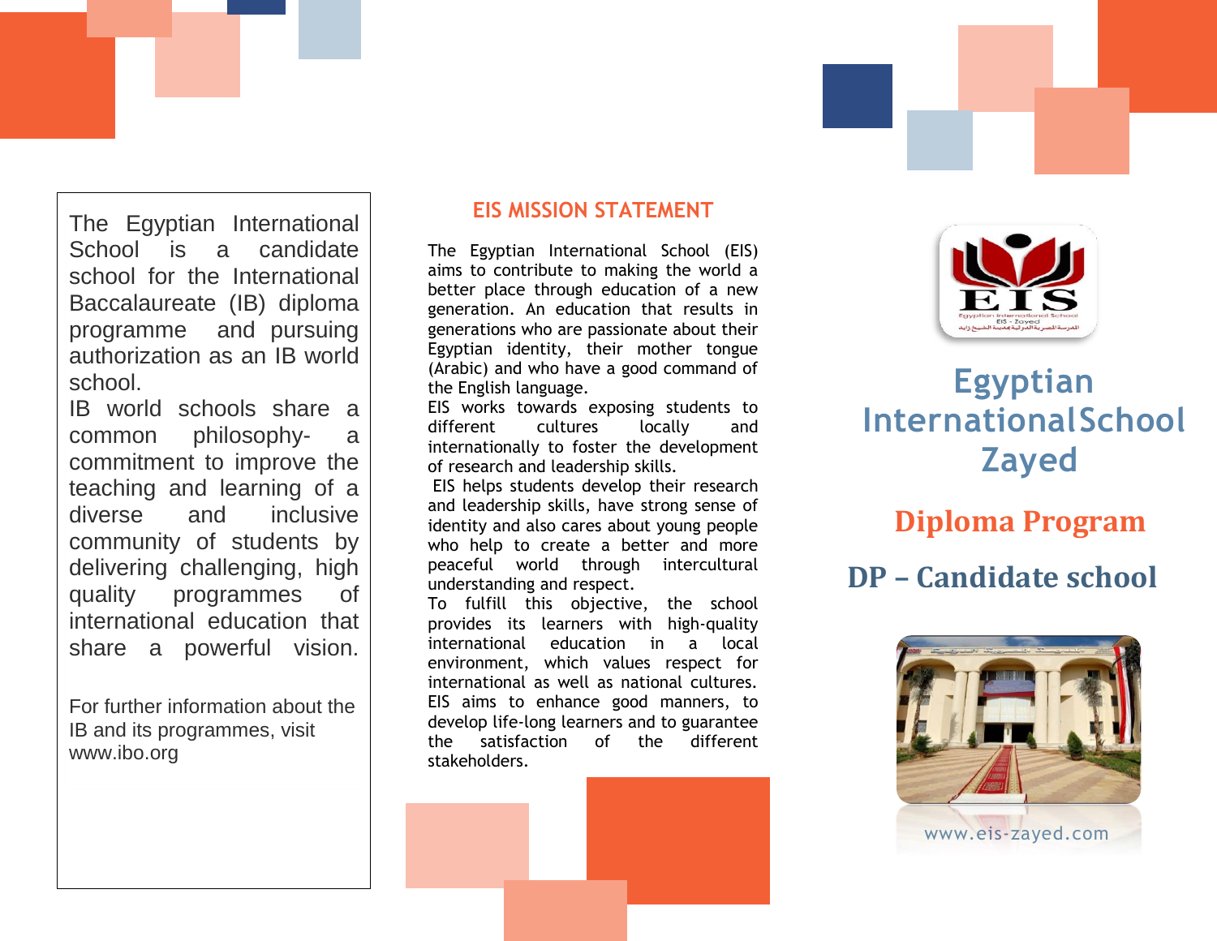The Egyptian International School is a candidate school for the International Baccalaureate (IB) diploma programme and pursuing authorization as an IB world school.
IB world schools share a common philosophy- a commitment to improve the teaching and learning of a diverse and inclusive community of students by delivering challenging, high quality programmes of international education that share a powerful vision.

For further information about the IB and its programmes, visit www.ibo.org

## EIS MISSION STATEMENT

The Egyptian International School (EIS) aims to contribute to making the world a better place through education of a new generation. An education that results in generations who are passionate about their Egyptian identity, their mother tongue (Arabic) and who have a good command of the English language.
EIS works towards exposing students to different cultures locally and internationally to foster the development of research and leadership skills.
EIS helps students develop their research and leadership skills, have strong sense of identity and also cares about young people who help to create a better and more peaceful world through intercultural understanding and respect.
To fulfill this objective, the school provides its learners with high-quality international education in a local environment, which values respect for international as well as national cultures. EIS aims to enhance good manners, to develop life-long learners and to guarantee the satisfaction of the different stakeholders.

EIS
Egyptian International School
EIS - Zayed
المدرسة المصرية الدولية بمدينة الشيخ زايد

# Egyptian International School Zayed

## Diploma Program

## DP – Candidate school

www.eis-zayed.com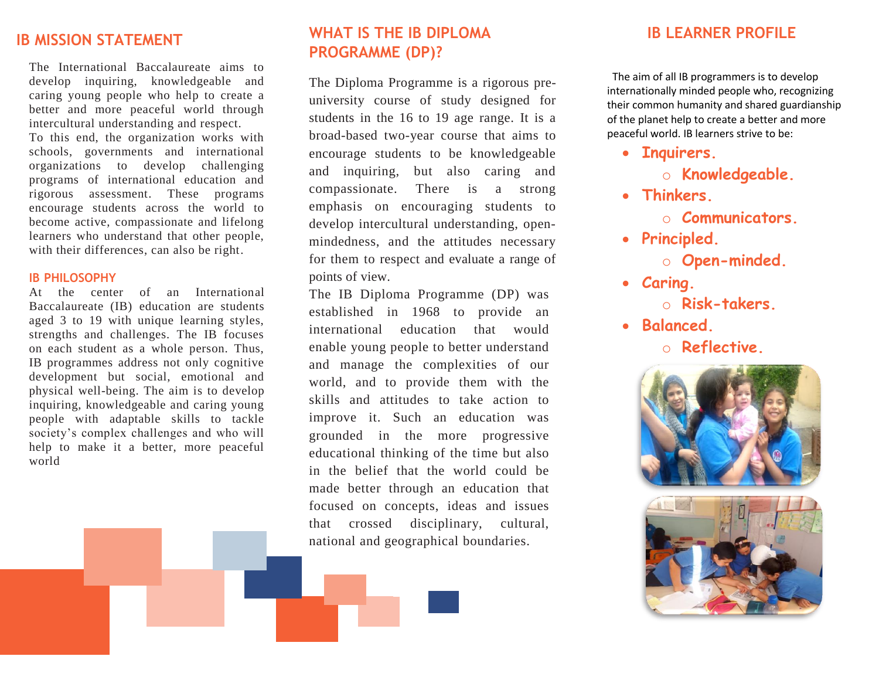## IB MISSION STATEMENT

The International Baccalaureate aims to develop inquiring, knowledgeable and caring young people who help to create a better and more peaceful world through intercultural understanding and respect.
To this end, the organization works with schools, governments and international organizations to develop challenging programs of international education and rigorous assessment. These programs encourage students across the world to become active, compassionate and lifelong learners who understand that other people, with their differences, can also be right.

### IB PHILOSOPHY

At the center of an International Baccalaureate (IB) education are students aged 3 to 19 with unique learning styles, strengths and challenges. The IB focuses on each student as a whole person. Thus, IB programmes address not only cognitive development but social, emotional and physical well-being. The aim is to develop inquiring, knowledgeable and caring young people with adaptable skills to tackle society's complex challenges and who will help to make it a better, more peaceful world

## WHAT IS THE IB DIPLOMA PROGRAMME (DP)?

The Diploma Programme is a rigorous pre-university course of study designed for students in the 16 to 19 age range. It is a broad-based two-year course that aims to encourage students to be knowledgeable and inquiring, but also caring and compassionate. There is a strong emphasis on encouraging students to develop intercultural understanding, open-mindedness, and the attitudes necessary for them to respect and evaluate a range of points of view.
The IB Diploma Programme (DP) was established in 1968 to provide an international education that would enable young people to better understand and manage the complexities of our world, and to provide them with the skills and attitudes to take action to improve it. Such an education was grounded in the more progressive educational thinking of the time but also in the belief that the world could be made better through an education that focused on concepts, ideas and issues that crossed disciplinary, cultural, national and geographical boundaries.

## IB LEARNER PROFILE

The aim of all IB programmers is to develop internationally minded people who, recognizing their common humanity and shared guardianship of the planet help to create a better and more peaceful world. IB learners strive to be:

- **Inquirers.**
  - **Knowledgeable.**
- **Thinkers.**
  - **Communicators.**
- **Principled.**
  - **Open-minded.**
- **Caring.**
  - **Risk-takers.**
- **Balanced.**
  - **Reflective.**